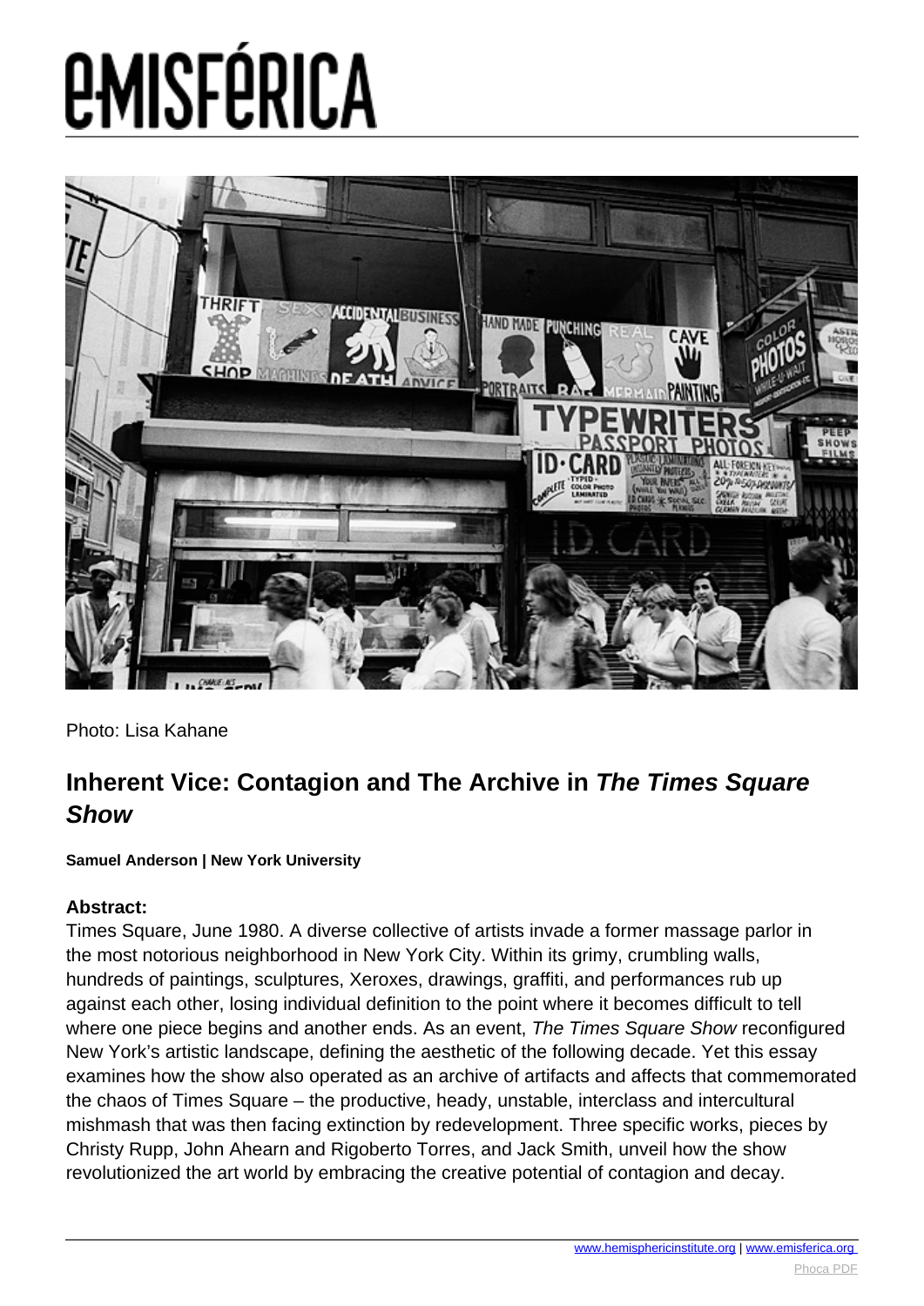Photo: Lisa Kahane

## Inherent Vice: Contagion and The Archive in *The Times Square Show*

**Samuel Anderson | New York University**

**Abstract:**
Times Square, June 1980. A diverse collective of artists invade a former massage parlor in the most notorious neighborhood in New York City. Within its grimy, crumbling walls, hundreds of paintings, sculptures, Xeroxes, drawings, graffiti, and performances rub up against each other, losing individual definition to the point where it becomes difficult to tell where one piece begins and another ends. As an event, *The Times Square Show* reconfigured New York's artistic landscape, defining the aesthetic of the following decade. Yet this essay examines how the show also operated as an archive of artifacts and affects that commemorated the chaos of Times Square – the productive, heady, unstable, interclass and intercultural mishmash that was then facing extinction by redevelopment. Three specific works, pieces by Christy Rupp, John Ahearn and Rigoberto Torres, and Jack Smith, unveil how the show revolutionized the art world by embracing the creative potential of contagion and decay.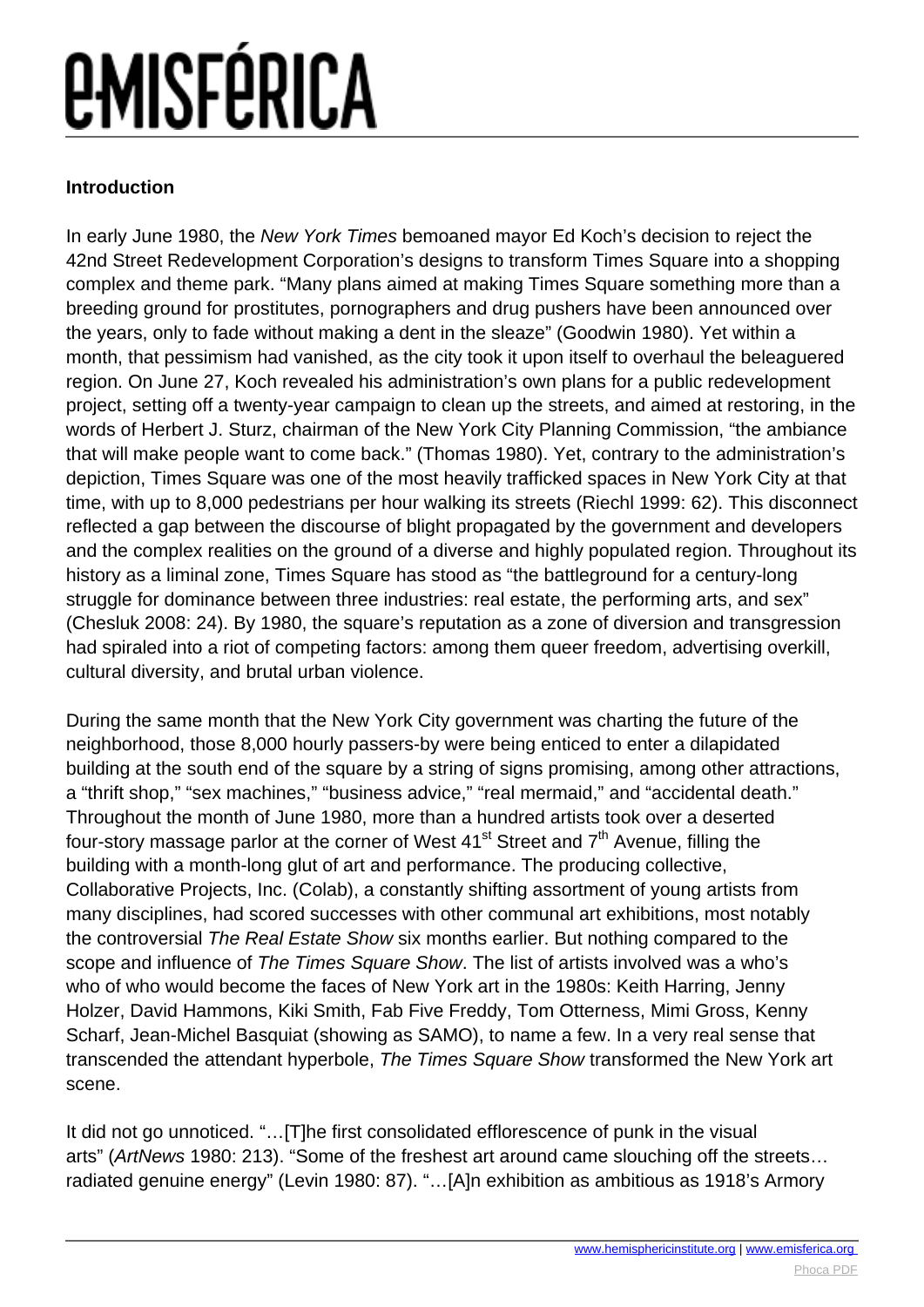### Introduction

In early June 1980, the *New York Times* bemoaned mayor Ed Koch's decision to reject the 42nd Street Redevelopment Corporation's designs to transform Times Square into a shopping complex and theme park. "Many plans aimed at making Times Square something more than a breeding ground for prostitutes, pornographers and drug pushers have been announced over the years, only to fade without making a dent in the sleaze" (Goodwin 1980). Yet within a month, that pessimism had vanished, as the city took it upon itself to overhaul the beleaguered region. On June 27, Koch revealed his administration's own plans for a public redevelopment project, setting off a twenty-year campaign to clean up the streets, and aimed at restoring, in the words of Herbert J. Sturz, chairman of the New York City Planning Commission, "the ambiance that will make people want to come back." (Thomas 1980). Yet, contrary to the administration's depiction, Times Square was one of the most heavily trafficked spaces in New York City at that time, with up to 8,000 pedestrians per hour walking its streets (Riechl 1999: 62). This disconnect reflected a gap between the discourse of blight propagated by the government and developers and the complex realities on the ground of a diverse and highly populated region. Throughout its history as a liminal zone, Times Square has stood as "the battleground for a century-long struggle for dominance between three industries: real estate, the performing arts, and sex" (Chesluk 2008: 24). By 1980, the square's reputation as a zone of diversion and transgression had spiraled into a riot of competing factors: among them queer freedom, advertising overkill, cultural diversity, and brutal urban violence.

During the same month that the New York City government was charting the future of the neighborhood, those 8,000 hourly passers-by were being enticed to enter a dilapidated building at the south end of the square by a string of signs promising, among other attractions, a "thrift shop," "sex machines," "business advice," "real mermaid," and "accidental death." Throughout the month of June 1980, more than a hundred artists took over a deserted four-story massage parlor at the corner of West 41st Street and 7th Avenue, filling the building with a month-long glut of art and performance. The producing collective, Collaborative Projects, Inc. (Colab), a constantly shifting assortment of young artists from many disciplines, had scored successes with other communal art exhibitions, most notably the controversial *The Real Estate Show* six months earlier. But nothing compared to the scope and influence of *The Times Square Show*. The list of artists involved was a who's who of who would become the faces of New York art in the 1980s: Keith Harring, Jenny Holzer, David Hammons, Kiki Smith, Fab Five Freddy, Tom Otterness, Mimi Gross, Kenny Scharf, Jean-Michel Basquiat (showing as SAMO), to name a few. In a very real sense that transcended the attendant hyperbole, *The Times Square Show* transformed the New York art scene.

It did not go unnoticed. "…[T]he first consolidated efflorescence of punk in the visual arts" (*ArtNews* 1980: 213). "Some of the freshest art around came slouching off the streets… radiated genuine energy" (Levin 1980: 87). "…[A]n exhibition as ambitious as 1918's Armory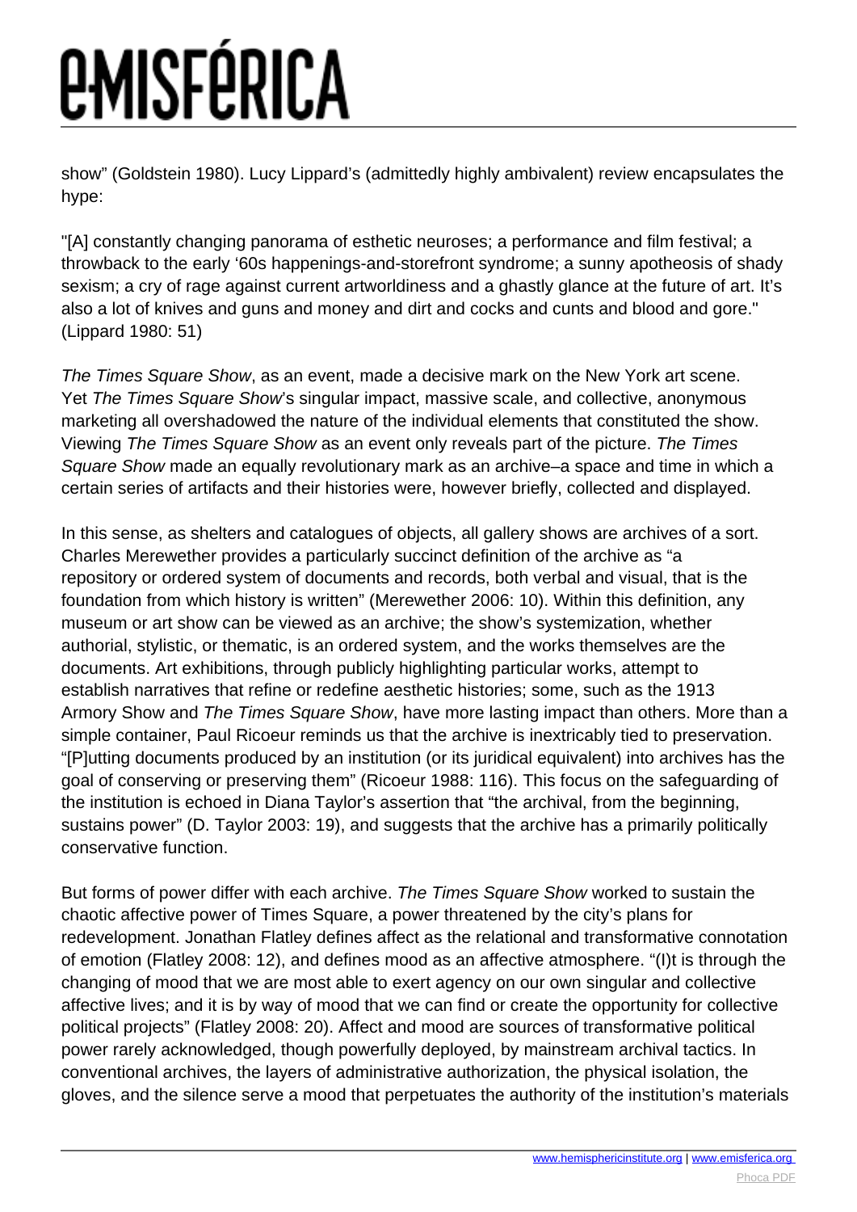show" (Goldstein 1980). Lucy Lippard's (admittedly highly ambivalent) review encapsulates the hype:

"[A] constantly changing panorama of esthetic neuroses; a performance and film festival; a throwback to the early '60s happenings-and-storefront syndrome; a sunny apotheosis of shady sexism; a cry of rage against current artworldiness and a ghastly glance at the future of art. It's also a lot of knives and guns and money and dirt and cocks and cunts and blood and gore." (Lippard 1980: 51)

*The Times Square Show*, as an event, made a decisive mark on the New York art scene. Yet *The Times Square Show*'s singular impact, massive scale, and collective, anonymous marketing all overshadowed the nature of the individual elements that constituted the show. Viewing *The Times Square Show* as an event only reveals part of the picture. *The Times Square Show* made an equally revolutionary mark as an archive–a space and time in which a certain series of artifacts and their histories were, however briefly, collected and displayed.

In this sense, as shelters and catalogues of objects, all gallery shows are archives of a sort. Charles Merewether provides a particularly succinct definition of the archive as "a repository or ordered system of documents and records, both verbal and visual, that is the foundation from which history is written" (Merewether 2006: 10). Within this definition, any museum or art show can be viewed as an archive; the show's systemization, whether authorial, stylistic, or thematic, is an ordered system, and the works themselves are the documents. Art exhibitions, through publicly highlighting particular works, attempt to establish narratives that refine or redefine aesthetic histories; some, such as the 1913 Armory Show and *The Times Square Show*, have more lasting impact than others. More than a simple container, Paul Ricoeur reminds us that the archive is inextricably tied to preservation. "[P]utting documents produced by an institution (or its juridical equivalent) into archives has the goal of conserving or preserving them" (Ricoeur 1988: 116). This focus on the safeguarding of the institution is echoed in Diana Taylor's assertion that "the archival, from the beginning, sustains power" (D. Taylor 2003: 19), and suggests that the archive has a primarily politically conservative function.

But forms of power differ with each archive. *The Times Square Show* worked to sustain the chaotic affective power of Times Square, a power threatened by the city's plans for redevelopment. Jonathan Flatley defines affect as the relational and transformative connotation of emotion (Flatley 2008: 12), and defines mood as an affective atmosphere. "(I)t is through the changing of mood that we are most able to exert agency on our own singular and collective affective lives; and it is by way of mood that we can find or create the opportunity for collective political projects" (Flatley 2008: 20). Affect and mood are sources of transformative political power rarely acknowledged, though powerfully deployed, by mainstream archival tactics. In conventional archives, the layers of administrative authorization, the physical isolation, the gloves, and the silence serve a mood that perpetuates the authority of the institution's materials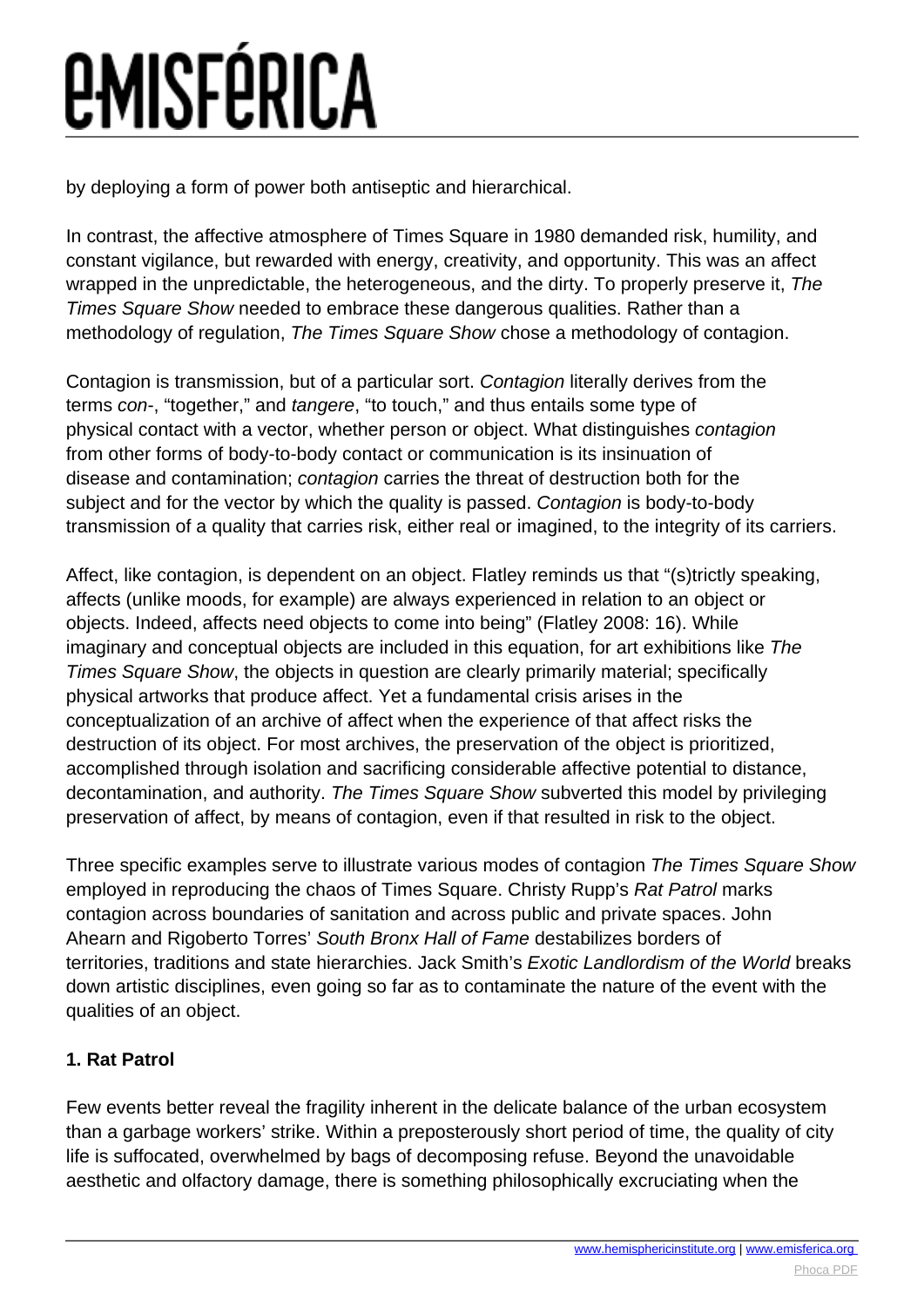by deploying a form of power both antiseptic and hierarchical.

In contrast, the affective atmosphere of Times Square in 1980 demanded risk, humility, and constant vigilance, but rewarded with energy, creativity, and opportunity. This was an affect wrapped in the unpredictable, the heterogeneous, and the dirty. To properly preserve it, *The Times Square Show* needed to embrace these dangerous qualities. Rather than a methodology of regulation, *The Times Square Show* chose a methodology of contagion.

Contagion is transmission, but of a particular sort. *Contagion* literally derives from the terms *con-*, "together," and *tangere*, "to touch," and thus entails some type of physical contact with a vector, whether person or object. What distinguishes *contagion* from other forms of body-to-body contact or communication is its insinuation of disease and contamination; *contagion* carries the threat of destruction both for the subject and for the vector by which the quality is passed. *Contagion* is body-to-body transmission of a quality that carries risk, either real or imagined, to the integrity of its carriers.

Affect, like contagion, is dependent on an object. Flatley reminds us that "(s)trictly speaking, affects (unlike moods, for example) are always experienced in relation to an object or objects. Indeed, affects need objects to come into being" (Flatley 2008: 16). While imaginary and conceptual objects are included in this equation, for art exhibitions like *The Times Square Show*, the objects in question are clearly primarily material; specifically physical artworks that produce affect. Yet a fundamental crisis arises in the conceptualization of an archive of affect when the experience of that affect risks the destruction of its object. For most archives, the preservation of the object is prioritized, accomplished through isolation and sacrificing considerable affective potential to distance, decontamination, and authority. *The Times Square Show* subverted this model by privileging preservation of affect, by means of contagion, even if that resulted in risk to the object.

Three specific examples serve to illustrate various modes of contagion *The Times Square Show* employed in reproducing the chaos of Times Square. Christy Rupp's *Rat Patrol* marks contagion across boundaries of sanitation and across public and private spaces. John Ahearn and Rigoberto Torres' *South Bronx Hall of Fame* destabilizes borders of territories, traditions and state hierarchies. Jack Smith's *Exotic Landlordism of the World* breaks down artistic disciplines, even going so far as to contaminate the nature of the event with the qualities of an object.

**1. Rat Patrol**

Few events better reveal the fragility inherent in the delicate balance of the urban ecosystem than a garbage workers' strike. Within a preposterously short period of time, the quality of city life is suffocated, overwhelmed by bags of decomposing refuse. Beyond the unavoidable aesthetic and olfactory damage, there is something philosophically excruciating when the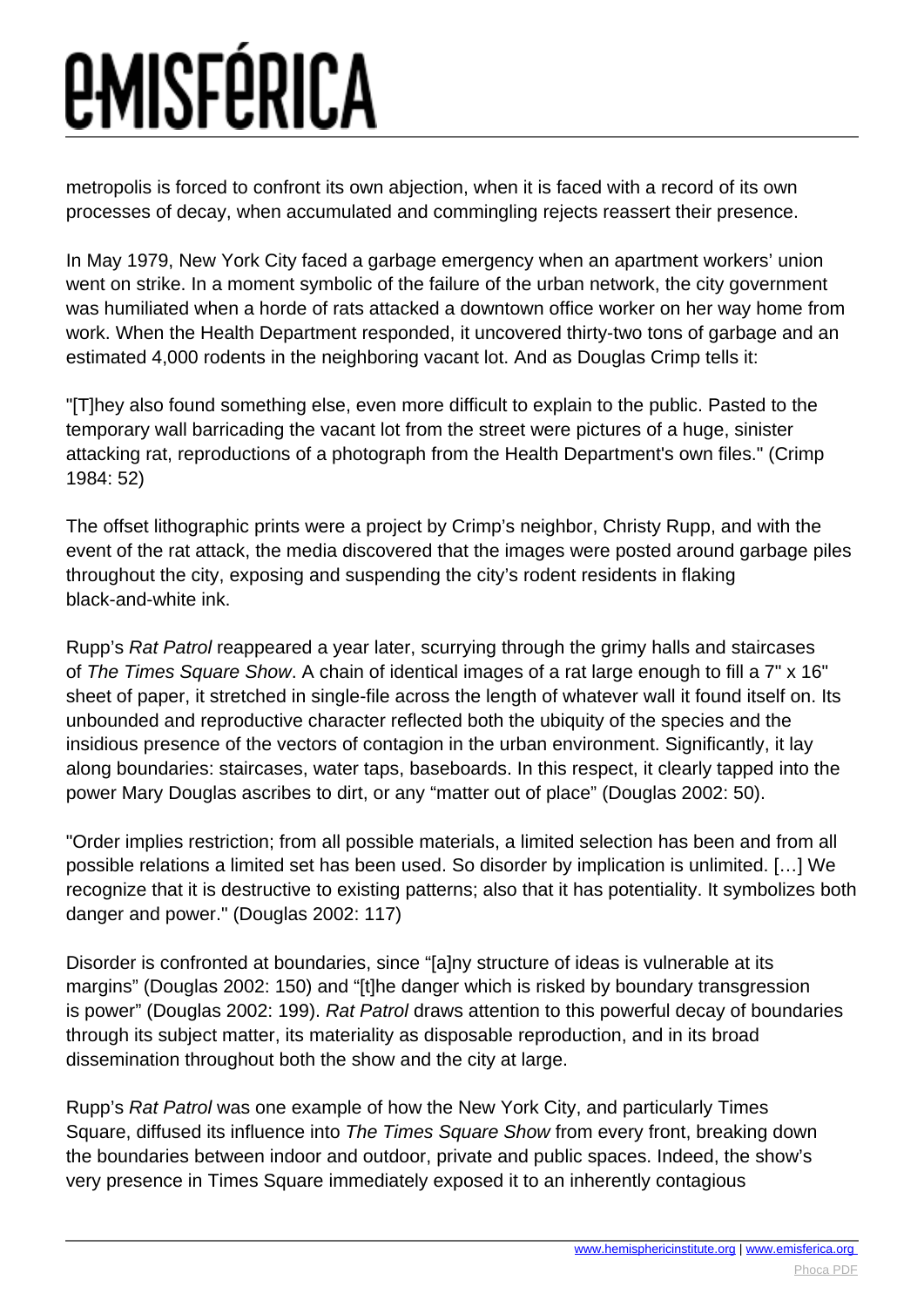metropolis is forced to confront its own abjection, when it is faced with a record of its own processes of decay, when accumulated and commingling rejects reassert their presence.

In May 1979, New York City faced a garbage emergency when an apartment workers' union went on strike. In a moment symbolic of the failure of the urban network, the city government was humiliated when a horde of rats attacked a downtown office worker on her way home from work. When the Health Department responded, it uncovered thirty-two tons of garbage and an estimated 4,000 rodents in the neighboring vacant lot. And as Douglas Crimp tells it:

"[T]hey also found something else, even more difficult to explain to the public. Pasted to the temporary wall barricading the vacant lot from the street were pictures of a huge, sinister attacking rat, reproductions of a photograph from the Health Department's own files." (Crimp 1984: 52)

The offset lithographic prints were a project by Crimp's neighbor, Christy Rupp, and with the event of the rat attack, the media discovered that the images were posted around garbage piles throughout the city, exposing and suspending the city's rodent residents in flaking black-and-white ink.

Rupp's *Rat Patrol* reappeared a year later, scurrying through the grimy halls and staircases of *The Times Square Show*. A chain of identical images of a rat large enough to fill a 7" x 16" sheet of paper, it stretched in single-file across the length of whatever wall it found itself on. Its unbounded and reproductive character reflected both the ubiquity of the species and the insidious presence of the vectors of contagion in the urban environment. Significantly, it lay along boundaries: staircases, water taps, baseboards. In this respect, it clearly tapped into the power Mary Douglas ascribes to dirt, or any "matter out of place" (Douglas 2002: 50).

"Order implies restriction; from all possible materials, a limited selection has been and from all possible relations a limited set has been used. So disorder by implication is unlimited. […] We recognize that it is destructive to existing patterns; also that it has potentiality. It symbolizes both danger and power." (Douglas 2002: 117)

Disorder is confronted at boundaries, since "[a]ny structure of ideas is vulnerable at its margins" (Douglas 2002: 150) and "[t]he danger which is risked by boundary transgression is power" (Douglas 2002: 199). *Rat Patrol* draws attention to this powerful decay of boundaries through its subject matter, its materiality as disposable reproduction, and in its broad dissemination throughout both the show and the city at large.

Rupp's *Rat Patrol* was one example of how the New York City, and particularly Times Square, diffused its influence into *The Times Square Show* from every front, breaking down the boundaries between indoor and outdoor, private and public spaces. Indeed, the show's very presence in Times Square immediately exposed it to an inherently contagious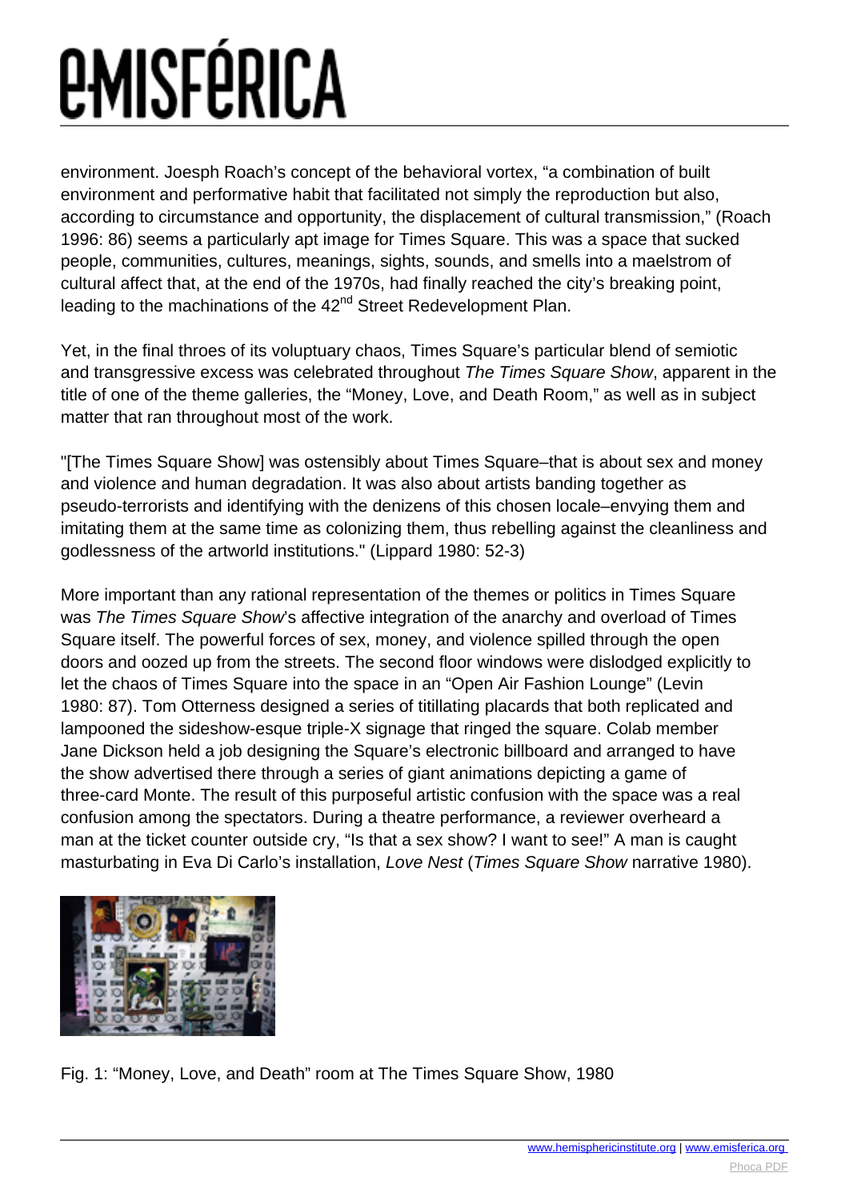environment. Joesph Roach's concept of the behavioral vortex, "a combination of built environment and performative habit that facilitated not simply the reproduction but also, according to circumstance and opportunity, the displacement of cultural transmission," (Roach 1996: 86) seems a particularly apt image for Times Square. This was a space that sucked people, communities, cultures, meanings, sights, sounds, and smells into a maelstrom of cultural affect that, at the end of the 1970s, had finally reached the city's breaking point, leading to the machinations of the 42nd Street Redevelopment Plan.

Yet, in the final throes of its voluptuary chaos, Times Square's particular blend of semiotic and transgressive excess was celebrated throughout *The Times Square Show*, apparent in the title of one of the theme galleries, the "Money, Love, and Death Room," as well as in subject matter that ran throughout most of the work.

"[The Times Square Show] was ostensibly about Times Square–that is about sex and money and violence and human degradation. It was also about artists banding together as pseudo-terrorists and identifying with the denizens of this chosen locale–envying them and imitating them at the same time as colonizing them, thus rebelling against the cleanliness and godlessness of the artworld institutions." (Lippard 1980: 52-3)

More important than any rational representation of the themes or politics in Times Square was *The Times Square Show*'s affective integration of the anarchy and overload of Times Square itself. The powerful forces of sex, money, and violence spilled through the open doors and oozed up from the streets. The second floor windows were dislodged explicitly to let the chaos of Times Square into the space in an "Open Air Fashion Lounge" (Levin 1980: 87). Tom Otterness designed a series of titillating placards that both replicated and lampooned the sideshow-esque triple-X signage that ringed the square. Colab member Jane Dickson held a job designing the Square's electronic billboard and arranged to have the show advertised there through a series of giant animations depicting a game of three-card Monte. The result of this purposeful artistic confusion with the space was a real confusion among the spectators. During a theatre performance, a reviewer overheard a man at the ticket counter outside cry, "Is that a sex show? I want to see!" A man is caught masturbating in Eva Di Carlo's installation, *Love Nest* (*Times Square Show* narrative 1980).

Fig. 1: "Money, Love, and Death" room at The Times Square Show, 1980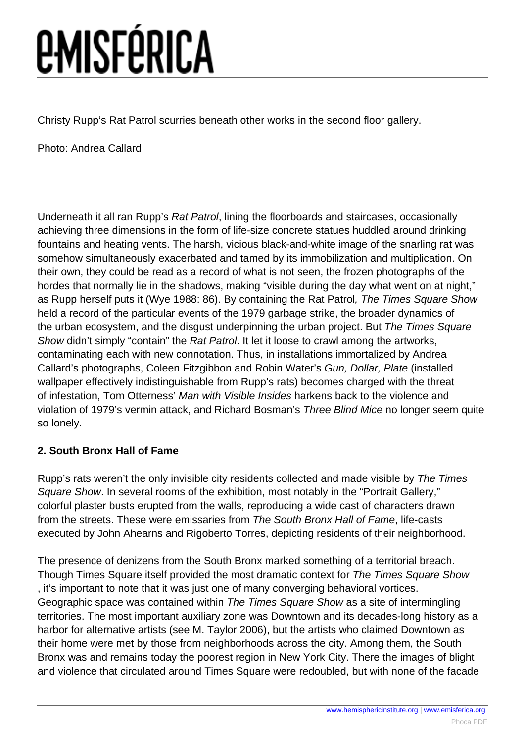Christy Rupp's Rat Patrol scurries beneath other works in the second floor gallery.

Photo: Andrea Callard

Underneath it all ran Rupp's *Rat Patrol*, lining the floorboards and staircases, occasionally achieving three dimensions in the form of life-size concrete statues huddled around drinking fountains and heating vents. The harsh, vicious black-and-white image of the snarling rat was somehow simultaneously exacerbated and tamed by its immobilization and multiplication. On their own, they could be read as a record of what is not seen, the frozen photographs of the hordes that normally lie in the shadows, making "visible during the day what went on at night," as Rupp herself puts it (Wye 1988: 86). By containing the Rat Patrol*, The Times Square Show* held a record of the particular events of the 1979 garbage strike, the broader dynamics of the urban ecosystem, and the disgust underpinning the urban project. But *The Times Square Show* didn't simply "contain" the *Rat Patrol*. It let it loose to crawl among the artworks, contaminating each with new connotation. Thus, in installations immortalized by Andrea Callard's photographs, Coleen Fitzgibbon and Robin Water's *Gun, Dollar, Plate* (installed wallpaper effectively indistinguishable from Rupp's rats) becomes charged with the threat of infestation, Tom Otterness' *Man with Visible Insides* harkens back to the violence and violation of 1979's vermin attack, and Richard Bosman's *Three Blind Mice* no longer seem quite so lonely.

**2. South Bronx Hall of Fame**

Rupp's rats weren't the only invisible city residents collected and made visible by *The Times Square Show*. In several rooms of the exhibition, most notably in the "Portrait Gallery," colorful plaster busts erupted from the walls, reproducing a wide cast of characters drawn from the streets. These were emissaries from *The South Bronx Hall of Fame*, life-casts executed by John Ahearns and Rigoberto Torres, depicting residents of their neighborhood.

The presence of denizens from the South Bronx marked something of a territorial breach. Though Times Square itself provided the most dramatic context for *The Times Square Show* , it's important to note that it was just one of many converging behavioral vortices. Geographic space was contained within *The Times Square Show* as a site of intermingling territories. The most important auxiliary zone was Downtown and its decades-long history as a harbor for alternative artists (see M. Taylor 2006), but the artists who claimed Downtown as their home were met by those from neighborhoods across the city. Among them, the South Bronx was and remains today the poorest region in New York City. There the images of blight and violence that circulated around Times Square were redoubled, but with none of the facade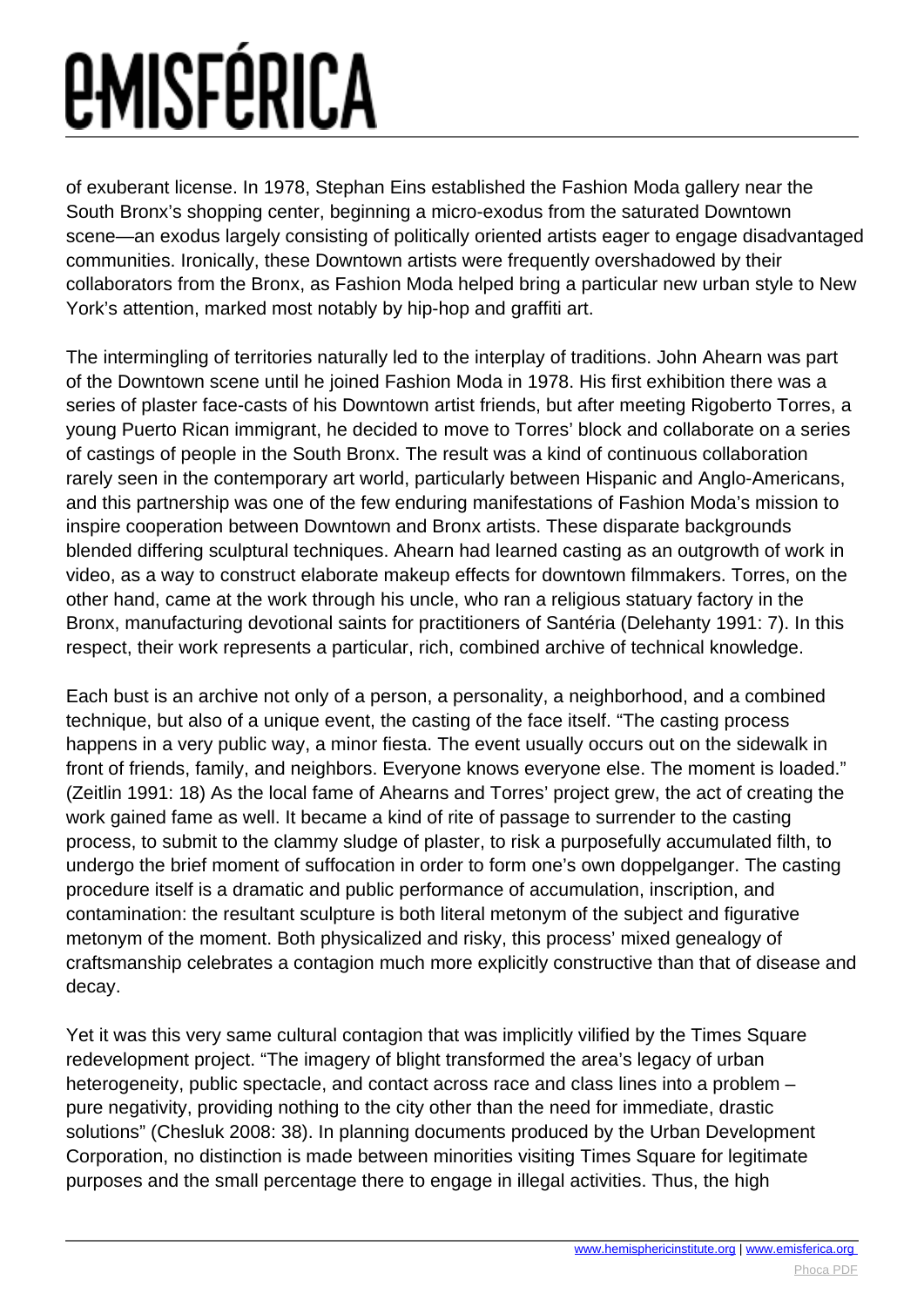of exuberant license. In 1978, Stephan Eins established the Fashion Moda gallery near the South Bronx's shopping center, beginning a micro-exodus from the saturated Downtown scene—an exodus largely consisting of politically oriented artists eager to engage disadvantaged communities. Ironically, these Downtown artists were frequently overshadowed by their collaborators from the Bronx, as Fashion Moda helped bring a particular new urban style to New York's attention, marked most notably by hip-hop and graffiti art.

The intermingling of territories naturally led to the interplay of traditions. John Ahearn was part of the Downtown scene until he joined Fashion Moda in 1978. His first exhibition there was a series of plaster face-casts of his Downtown artist friends, but after meeting Rigoberto Torres, a young Puerto Rican immigrant, he decided to move to Torres' block and collaborate on a series of castings of people in the South Bronx. The result was a kind of continuous collaboration rarely seen in the contemporary art world, particularly between Hispanic and Anglo-Americans, and this partnership was one of the few enduring manifestations of Fashion Moda's mission to inspire cooperation between Downtown and Bronx artists. These disparate backgrounds blended differing sculptural techniques. Ahearn had learned casting as an outgrowth of work in video, as a way to construct elaborate makeup effects for downtown filmmakers. Torres, on the other hand, came at the work through his uncle, who ran a religious statuary factory in the Bronx, manufacturing devotional saints for practitioners of Santéria (Delehanty 1991: 7). In this respect, their work represents a particular, rich, combined archive of technical knowledge.

Each bust is an archive not only of a person, a personality, a neighborhood, and a combined technique, but also of a unique event, the casting of the face itself. "The casting process happens in a very public way, a minor fiesta. The event usually occurs out on the sidewalk in front of friends, family, and neighbors. Everyone knows everyone else. The moment is loaded." (Zeitlin 1991: 18) As the local fame of Ahearns and Torres' project grew, the act of creating the work gained fame as well. It became a kind of rite of passage to surrender to the casting process, to submit to the clammy sludge of plaster, to risk a purposefully accumulated filth, to undergo the brief moment of suffocation in order to form one's own doppelganger. The casting procedure itself is a dramatic and public performance of accumulation, inscription, and contamination: the resultant sculpture is both literal metonym of the subject and figurative metonym of the moment. Both physicalized and risky, this process' mixed genealogy of craftsmanship celebrates a contagion much more explicitly constructive than that of disease and decay.

Yet it was this very same cultural contagion that was implicitly vilified by the Times Square redevelopment project. "The imagery of blight transformed the area's legacy of urban heterogeneity, public spectacle, and contact across race and class lines into a problem – pure negativity, providing nothing to the city other than the need for immediate, drastic solutions" (Chesluk 2008: 38). In planning documents produced by the Urban Development Corporation, no distinction is made between minorities visiting Times Square for legitimate purposes and the small percentage there to engage in illegal activities. Thus, the high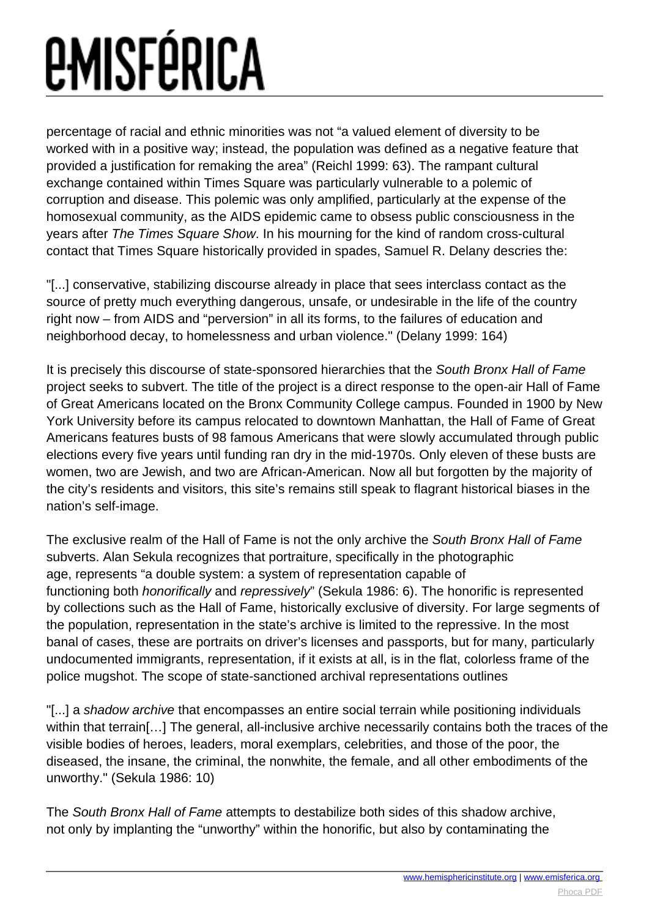percentage of racial and ethnic minorities was not “a valued element of diversity to be worked with in a positive way; instead, the population was defined as a negative feature that provided a justification for remaking the area” (Reichl 1999: 63). The rampant cultural exchange contained within Times Square was particularly vulnerable to a polemic of corruption and disease. This polemic was only amplified, particularly at the expense of the homosexual community, as the AIDS epidemic came to obsess public consciousness in the years after *The Times Square Show*. In his mourning for the kind of random cross-cultural contact that Times Square historically provided in spades, Samuel R. Delany descries the:

"[...] conservative, stabilizing discourse already in place that sees interclass contact as the source of pretty much everything dangerous, unsafe, or undesirable in the life of the country right now – from AIDS and “perversion” in all its forms, to the failures of education and neighborhood decay, to homelessness and urban violence." (Delany 1999: 164)

It is precisely this discourse of state-sponsored hierarchies that the *South Bronx Hall of Fame* project seeks to subvert. The title of the project is a direct response to the open-air Hall of Fame of Great Americans located on the Bronx Community College campus. Founded in 1900 by New York University before its campus relocated to downtown Manhattan, the Hall of Fame of Great Americans features busts of 98 famous Americans that were slowly accumulated through public elections every five years until funding ran dry in the mid-1970s. Only eleven of these busts are women, two are Jewish, and two are African-American. Now all but forgotten by the majority of the city’s residents and visitors, this site’s remains still speak to flagrant historical biases in the nation’s self-image.

The exclusive realm of the Hall of Fame is not the only archive the *South Bronx Hall of Fame* subverts. Alan Sekula recognizes that portraiture, specifically in the photographic age, represents “a double system: a system of representation capable of functioning both *honorifically* and *repressively*” (Sekula 1986: 6). The honorific is represented by collections such as the Hall of Fame, historically exclusive of diversity. For large segments of the population, representation in the state’s archive is limited to the repressive. In the most banal of cases, these are portraits on driver’s licenses and passports, but for many, particularly undocumented immigrants, representation, if it exists at all, is in the flat, colorless frame of the police mugshot. The scope of state-sanctioned archival representations outlines

"[...] a *shadow archive* that encompasses an entire social terrain while positioning individuals within that terrain[…] The general, all-inclusive archive necessarily contains both the traces of the visible bodies of heroes, leaders, moral exemplars, celebrities, and those of the poor, the diseased, the insane, the criminal, the nonwhite, the female, and all other embodiments of the unworthy." (Sekula 1986: 10)

The *South Bronx Hall of Fame* attempts to destabilize both sides of this shadow archive, not only by implanting the “unworthy” within the honorific, but also by contaminating the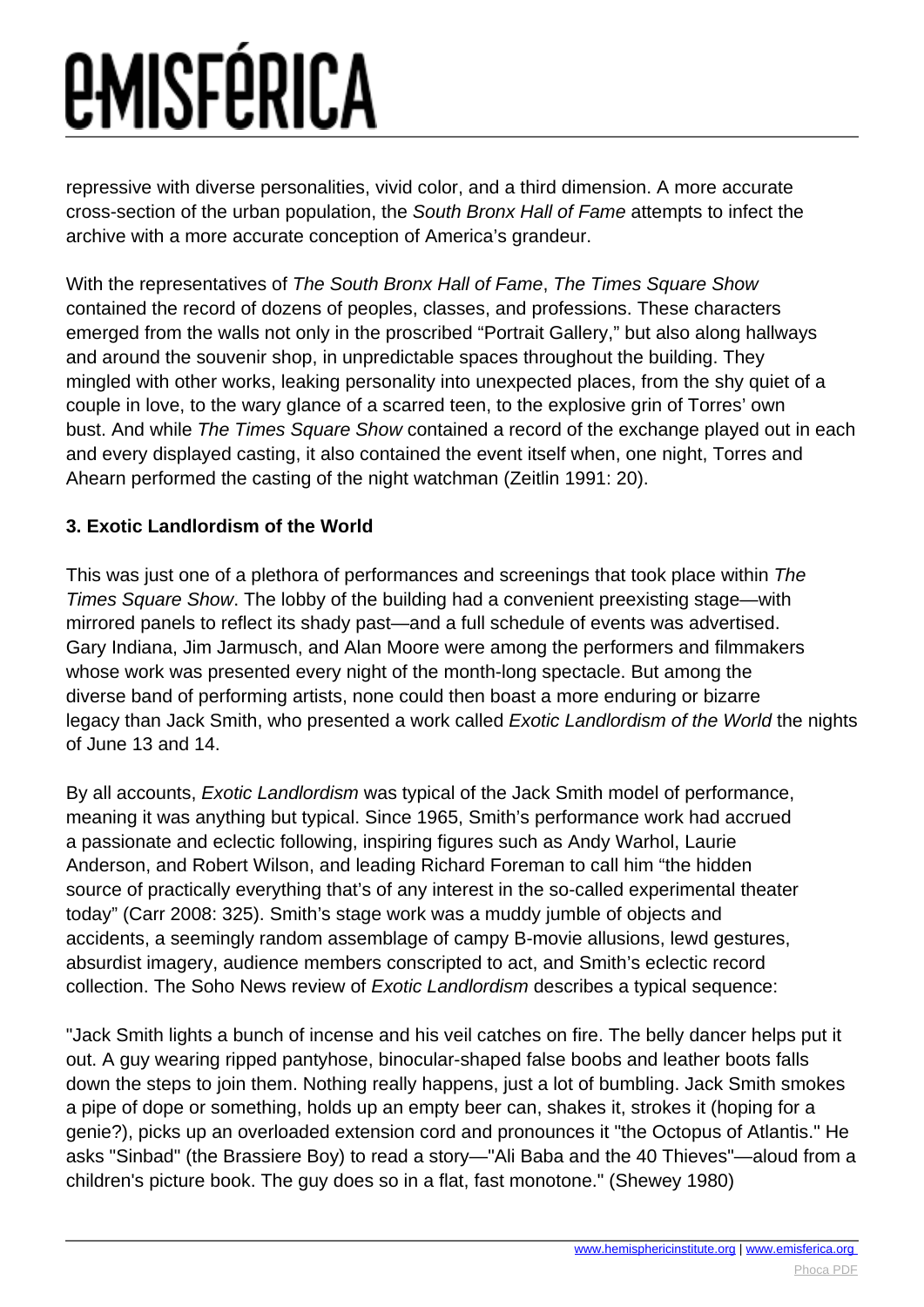repressive with diverse personalities, vivid color, and a third dimension. A more accurate cross-section of the urban population, the *South Bronx Hall of Fame* attempts to infect the archive with a more accurate conception of America's grandeur.

With the representatives of *The South Bronx Hall of Fame*, *The Times Square Show* contained the record of dozens of peoples, classes, and professions. These characters emerged from the walls not only in the proscribed "Portrait Gallery," but also along hallways and around the souvenir shop, in unpredictable spaces throughout the building. They mingled with other works, leaking personality into unexpected places, from the shy quiet of a couple in love, to the wary glance of a scarred teen, to the explosive grin of Torres' own bust. And while *The Times Square Show* contained a record of the exchange played out in each and every displayed casting, it also contained the event itself when, one night, Torres and Ahearn performed the casting of the night watchman (Zeitlin 1991: 20).

### 3. Exotic Landlordism of the World

This was just one of a plethora of performances and screenings that took place within *The Times Square Show*. The lobby of the building had a convenient preexisting stage—with mirrored panels to reflect its shady past—and a full schedule of events was advertised. Gary Indiana, Jim Jarmusch, and Alan Moore were among the performers and filmmakers whose work was presented every night of the month-long spectacle. But among the diverse band of performing artists, none could then boast a more enduring or bizarre legacy than Jack Smith, who presented a work called *Exotic Landlordism of the World* the nights of June 13 and 14.

By all accounts, *Exotic Landlordism* was typical of the Jack Smith model of performance, meaning it was anything but typical. Since 1965, Smith's performance work had accrued a passionate and eclectic following, inspiring figures such as Andy Warhol, Laurie Anderson, and Robert Wilson, and leading Richard Foreman to call him "the hidden source of practically everything that's of any interest in the so-called experimental theater today" (Carr 2008: 325). Smith's stage work was a muddy jumble of objects and accidents, a seemingly random assemblage of campy B-movie allusions, lewd gestures, absurdist imagery, audience members conscripted to act, and Smith's eclectic record collection. The Soho News review of *Exotic Landlordism* describes a typical sequence:

"Jack Smith lights a bunch of incense and his veil catches on fire. The belly dancer helps put it out. A guy wearing ripped pantyhose, binocular-shaped false boobs and leather boots falls down the steps to join them. Nothing really happens, just a lot of bumbling. Jack Smith smokes a pipe of dope or something, holds up an empty beer can, shakes it, strokes it (hoping for a genie?), picks up an overloaded extension cord and pronounces it "the Octopus of Atlantis." He asks "Sinbad" (the Brassiere Boy) to read a story—"Ali Baba and the 40 Thieves"—aloud from a children's picture book. The guy does so in a flat, fast monotone." (Shewey 1980)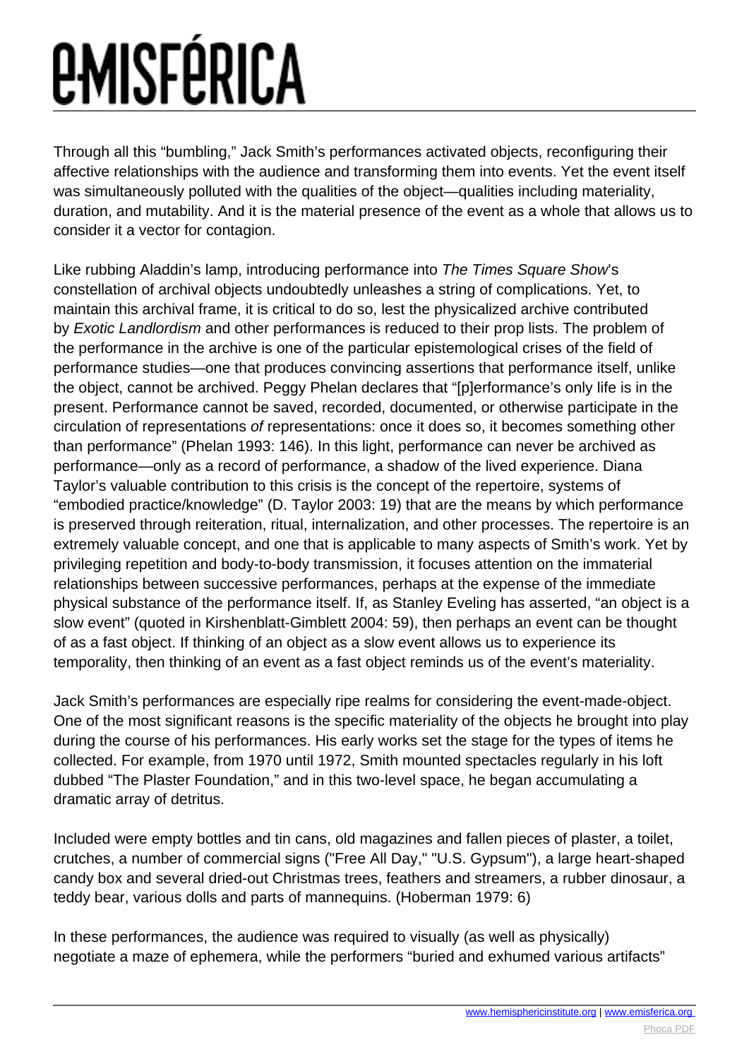Through all this "bumbling," Jack Smith's performances activated objects, reconfiguring their affective relationships with the audience and transforming them into events. Yet the event itself was simultaneously polluted with the qualities of the object—qualities including materiality, duration, and mutability. And it is the material presence of the event as a whole that allows us to consider it a vector for contagion.

Like rubbing Aladdin's lamp, introducing performance into *The Times Square Show*'s constellation of archival objects undoubtedly unleashes a string of complications. Yet, to maintain this archival frame, it is critical to do so, lest the physicalized archive contributed by *Exotic Landlordism* and other performances is reduced to their prop lists. The problem of the performance in the archive is one of the particular epistemological crises of the field of performance studies—one that produces convincing assertions that performance itself, unlike the object, cannot be archived. Peggy Phelan declares that "[p]erformance's only life is in the present. Performance cannot be saved, recorded, documented, or otherwise participate in the circulation of representations *of* representations: once it does so, it becomes something other than performance" (Phelan 1993: 146). In this light, performance can never be archived as performance—only as a record of performance, a shadow of the lived experience. Diana Taylor's valuable contribution to this crisis is the concept of the repertoire, systems of "embodied practice/knowledge" (D. Taylor 2003: 19) that are the means by which performance is preserved through reiteration, ritual, internalization, and other processes. The repertoire is an extremely valuable concept, and one that is applicable to many aspects of Smith's work. Yet by privileging repetition and body-to-body transmission, it focuses attention on the immaterial relationships between successive performances, perhaps at the expense of the immediate physical substance of the performance itself. If, as Stanley Eveling has asserted, "an object is a slow event" (quoted in Kirshenblatt-Gimblett 2004: 59), then perhaps an event can be thought of as a fast object. If thinking of an object as a slow event allows us to experience its temporality, then thinking of an event as a fast object reminds us of the event's materiality.

Jack Smith's performances are especially ripe realms for considering the event-made-object. One of the most significant reasons is the specific materiality of the objects he brought into play during the course of his performances. His early works set the stage for the types of items he collected. For example, from 1970 until 1972, Smith mounted spectacles regularly in his loft dubbed "The Plaster Foundation," and in this two-level space, he began accumulating a dramatic array of detritus.

Included were empty bottles and tin cans, old magazines and fallen pieces of plaster, a toilet, crutches, a number of commercial signs ("Free All Day," "U.S. Gypsum"), a large heart-shaped candy box and several dried-out Christmas trees, feathers and streamers, a rubber dinosaur, a teddy bear, various dolls and parts of mannequins. (Hoberman 1979: 6)

In these performances, the audience was required to visually (as well as physically) negotiate a maze of ephemera, while the performers "buried and exhumed various artifacts"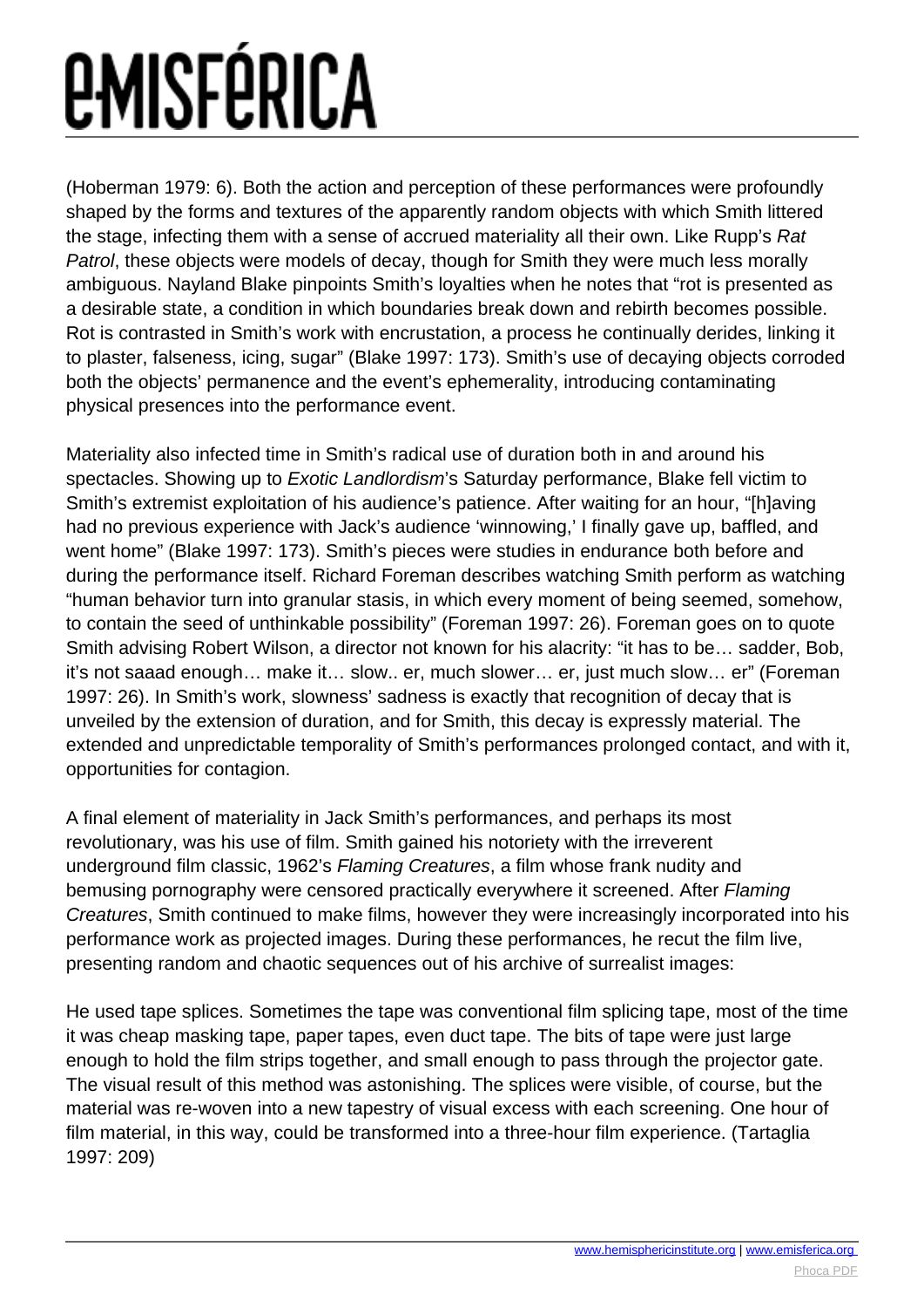(Hoberman 1979: 6). Both the action and perception of these performances were profoundly shaped by the forms and textures of the apparently random objects with which Smith littered the stage, infecting them with a sense of accrued materiality all their own. Like Rupp's *Rat Patrol*, these objects were models of decay, though for Smith they were much less morally ambiguous. Nayland Blake pinpoints Smith's loyalties when he notes that "rot is presented as a desirable state, a condition in which boundaries break down and rebirth becomes possible. Rot is contrasted in Smith's work with encrustation, a process he continually derides, linking it to plaster, falseness, icing, sugar" (Blake 1997: 173). Smith's use of decaying objects corroded both the objects' permanence and the event's ephemerality, introducing contaminating physical presences into the performance event.

Materiality also infected time in Smith's radical use of duration both in and around his spectacles. Showing up to *Exotic Landlordism*'s Saturday performance, Blake fell victim to Smith's extremist exploitation of his audience's patience. After waiting for an hour, "[h]aving had no previous experience with Jack's audience 'winnowing,' I finally gave up, baffled, and went home" (Blake 1997: 173). Smith's pieces were studies in endurance both before and during the performance itself. Richard Foreman describes watching Smith perform as watching "human behavior turn into granular stasis, in which every moment of being seemed, somehow, to contain the seed of unthinkable possibility" (Foreman 1997: 26). Foreman goes on to quote Smith advising Robert Wilson, a director not known for his alacrity: "it has to be… sadder, Bob, it's not saaad enough… make it… slow.. er, much slower… er, just much slow… er" (Foreman 1997: 26). In Smith's work, slowness' sadness is exactly that recognition of decay that is unveiled by the extension of duration, and for Smith, this decay is expressly material. The extended and unpredictable temporality of Smith's performances prolonged contact, and with it, opportunities for contagion.

A final element of materiality in Jack Smith's performances, and perhaps its most revolutionary, was his use of film. Smith gained his notoriety with the irreverent underground film classic, 1962's *Flaming Creatures*, a film whose frank nudity and bemusing pornography were censored practically everywhere it screened. After *Flaming Creatures*, Smith continued to make films, however they were increasingly incorporated into his performance work as projected images. During these performances, he recut the film live, presenting random and chaotic sequences out of his archive of surrealist images:

> He used tape splices. Sometimes the tape was conventional film splicing tape, most of the time it was cheap masking tape, paper tapes, even duct tape. The bits of tape were just large enough to hold the film strips together, and small enough to pass through the projector gate. The visual result of this method was astonishing. The splices were visible, of course, but the material was re-woven into a new tapestry of visual excess with each screening. One hour of film material, in this way, could be transformed into a three-hour film experience. (Tartaglia 1997: 209)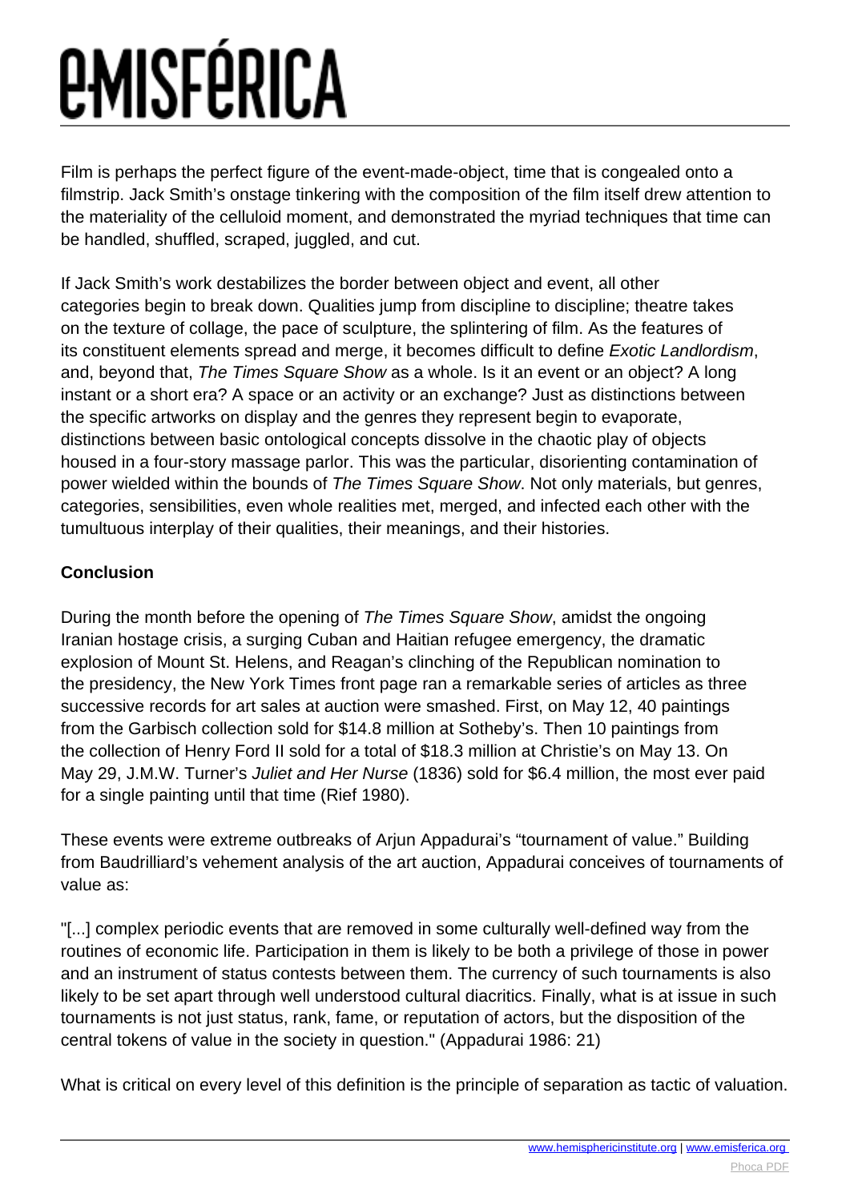Film is perhaps the perfect figure of the event-made-object, time that is congealed onto a filmstrip. Jack Smith's onstage tinkering with the composition of the film itself drew attention to the materiality of the celluloid moment, and demonstrated the myriad techniques that time can be handled, shuffled, scraped, juggled, and cut.

If Jack Smith's work destabilizes the border between object and event, all other categories begin to break down. Qualities jump from discipline to discipline; theatre takes on the texture of collage, the pace of sculpture, the splintering of film. As the features of its constituent elements spread and merge, it becomes difficult to define *Exotic Landlordism*, and, beyond that, *The Times Square Show* as a whole. Is it an event or an object? A long instant or a short era? A space or an activity or an exchange? Just as distinctions between the specific artworks on display and the genres they represent begin to evaporate, distinctions between basic ontological concepts dissolve in the chaotic play of objects housed in a four-story massage parlor. This was the particular, disorienting contamination of power wielded within the bounds of *The Times Square Show*. Not only materials, but genres, categories, sensibilities, even whole realities met, merged, and infected each other with the tumultuous interplay of their qualities, their meanings, and their histories.

**Conclusion**

During the month before the opening of *The Times Square Show*, amidst the ongoing Iranian hostage crisis, a surging Cuban and Haitian refugee emergency, the dramatic explosion of Mount St. Helens, and Reagan's clinching of the Republican nomination to the presidency, the New York Times front page ran a remarkable series of articles as three successive records for art sales at auction were smashed. First, on May 12, 40 paintings from the Garbisch collection sold for $14.8 million at Sotheby's. Then 10 paintings from the collection of Henry Ford II sold for a total of $18.3 million at Christie's on May 13. On May 29, J.M.W. Turner's *Juliet and Her Nurse* (1836) sold for $6.4 million, the most ever paid for a single painting until that time (Rief 1980).

These events were extreme outbreaks of Arjun Appadurai's "tournament of value." Building from Baudrilliard's vehement analysis of the art auction, Appadurai conceives of tournaments of value as:

"[...] complex periodic events that are removed in some culturally well-defined way from the routines of economic life. Participation in them is likely to be both a privilege of those in power and an instrument of status contests between them. The currency of such tournaments is also likely to be set apart through well understood cultural diacritics. Finally, what is at issue in such tournaments is not just status, rank, fame, or reputation of actors, but the disposition of the central tokens of value in the society in question." (Appadurai 1986: 21)

What is critical on every level of this definition is the principle of separation as tactic of valuation.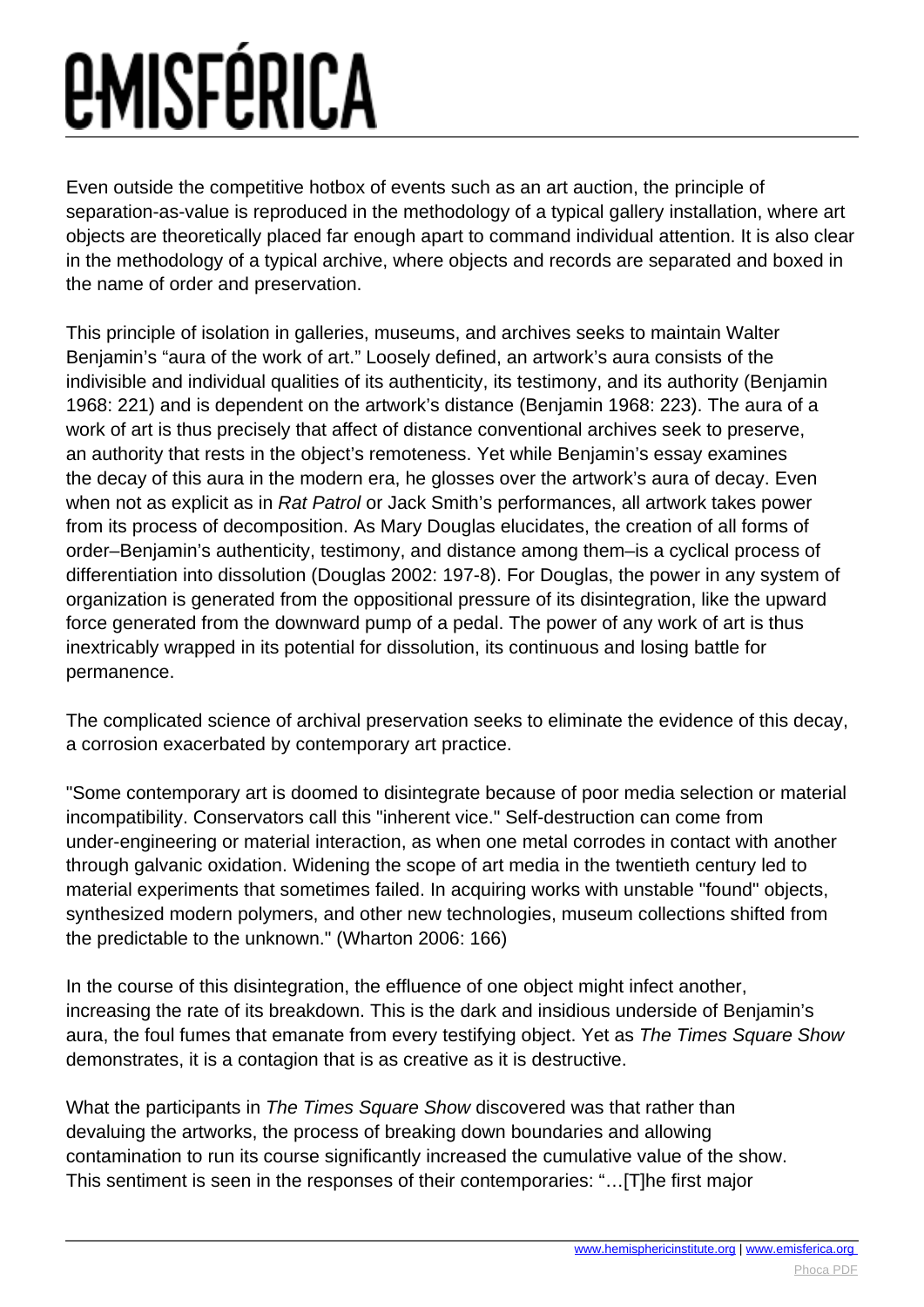Even outside the competitive hotbox of events such as an art auction, the principle of separation-as-value is reproduced in the methodology of a typical gallery installation, where art objects are theoretically placed far enough apart to command individual attention. It is also clear in the methodology of a typical archive, where objects and records are separated and boxed in the name of order and preservation.

This principle of isolation in galleries, museums, and archives seeks to maintain Walter Benjamin's "aura of the work of art." Loosely defined, an artwork's aura consists of the indivisible and individual qualities of its authenticity, its testimony, and its authority (Benjamin 1968: 221) and is dependent on the artwork's distance (Benjamin 1968: 223). The aura of a work of art is thus precisely that affect of distance conventional archives seek to preserve, an authority that rests in the object's remoteness. Yet while Benjamin's essay examines the decay of this aura in the modern era, he glosses over the artwork's aura of decay. Even when not as explicit as in *Rat Patrol* or Jack Smith's performances, all artwork takes power from its process of decomposition. As Mary Douglas elucidates, the creation of all forms of order–Benjamin's authenticity, testimony, and distance among them–is a cyclical process of differentiation into dissolution (Douglas 2002: 197-8). For Douglas, the power in any system of organization is generated from the oppositional pressure of its disintegration, like the upward force generated from the downward pump of a pedal. The power of any work of art is thus inextricably wrapped in its potential for dissolution, its continuous and losing battle for permanence.

The complicated science of archival preservation seeks to eliminate the evidence of this decay, a corrosion exacerbated by contemporary art practice.

"Some contemporary art is doomed to disintegrate because of poor media selection or material incompatibility. Conservators call this "inherent vice." Self-destruction can come from under-engineering or material interaction, as when one metal corrodes in contact with another through galvanic oxidation. Widening the scope of art media in the twentieth century led to material experiments that sometimes failed. In acquiring works with unstable "found" objects, synthesized modern polymers, and other new technologies, museum collections shifted from the predictable to the unknown." (Wharton 2006: 166)

In the course of this disintegration, the effluence of one object might infect another, increasing the rate of its breakdown. This is the dark and insidious underside of Benjamin's aura, the foul fumes that emanate from every testifying object. Yet as *The Times Square Show* demonstrates, it is a contagion that is as creative as it is destructive.

What the participants in *The Times Square Show* discovered was that rather than devaluing the artworks, the process of breaking down boundaries and allowing contamination to run its course significantly increased the cumulative value of the show. This sentiment is seen in the responses of their contemporaries: "…[T]he first major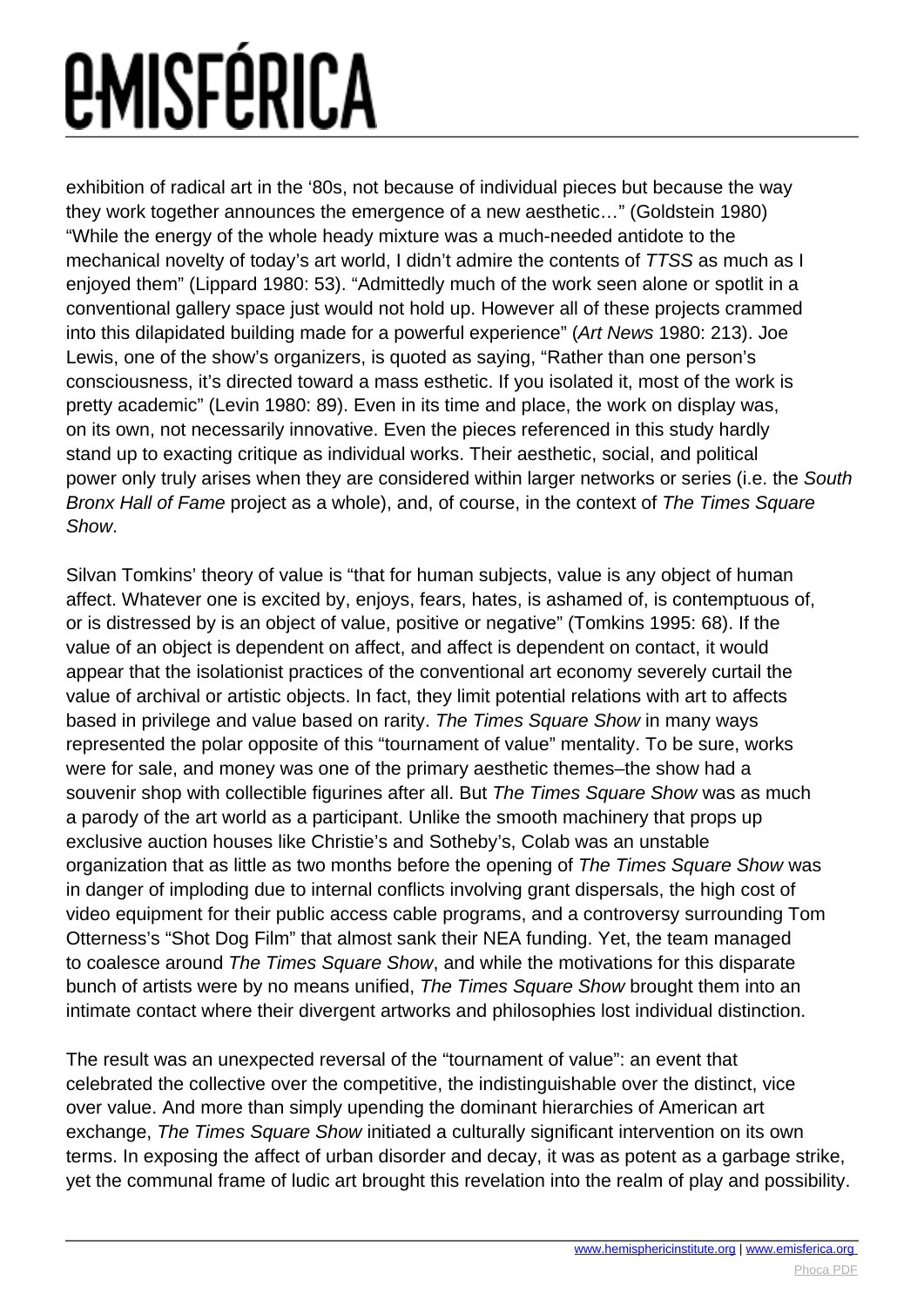exhibition of radical art in the '80s, not because of individual pieces but because the way they work together announces the emergence of a new aesthetic…" (Goldstein 1980) "While the energy of the whole heady mixture was a much-needed antidote to the mechanical novelty of today's art world, I didn't admire the contents of *TTSS* as much as I enjoyed them" (Lippard 1980: 53). "Admittedly much of the work seen alone or spotlit in a conventional gallery space just would not hold up. However all of these projects crammed into this dilapidated building made for a powerful experience" (*Art News* 1980: 213). Joe Lewis, one of the show's organizers, is quoted as saying, "Rather than one person's consciousness, it's directed toward a mass esthetic. If you isolated it, most of the work is pretty academic" (Levin 1980: 89). Even in its time and place, the work on display was, on its own, not necessarily innovative. Even the pieces referenced in this study hardly stand up to exacting critique as individual works. Their aesthetic, social, and political power only truly arises when they are considered within larger networks or series (i.e. the *South Bronx Hall of Fame* project as a whole), and, of course, in the context of *The Times Square Show*.

Silvan Tomkins' theory of value is "that for human subjects, value is any object of human affect. Whatever one is excited by, enjoys, fears, hates, is ashamed of, is contemptuous of, or is distressed by is an object of value, positive or negative" (Tomkins 1995: 68). If the value of an object is dependent on affect, and affect is dependent on contact, it would appear that the isolationist practices of the conventional art economy severely curtail the value of archival or artistic objects. In fact, they limit potential relations with art to affects based in privilege and value based on rarity. *The Times Square Show* in many ways represented the polar opposite of this "tournament of value" mentality. To be sure, works were for sale, and money was one of the primary aesthetic themes–the show had a souvenir shop with collectible figurines after all. But *The Times Square Show* was as much a parody of the art world as a participant. Unlike the smooth machinery that props up exclusive auction houses like Christie's and Sotheby's, Colab was an unstable organization that as little as two months before the opening of *The Times Square Show* was in danger of imploding due to internal conflicts involving grant dispersals, the high cost of video equipment for their public access cable programs, and a controversy surrounding Tom Otterness's "Shot Dog Film" that almost sank their NEA funding. Yet, the team managed to coalesce around *The Times Square Show*, and while the motivations for this disparate bunch of artists were by no means unified, *The Times Square Show* brought them into an intimate contact where their divergent artworks and philosophies lost individual distinction.

The result was an unexpected reversal of the "tournament of value": an event that celebrated the collective over the competitive, the indistinguishable over the distinct, vice over value. And more than simply upending the dominant hierarchies of American art exchange, *The Times Square Show* initiated a culturally significant intervention on its own terms. In exposing the affect of urban disorder and decay, it was as potent as a garbage strike, yet the communal frame of ludic art brought this revelation into the realm of play and possibility.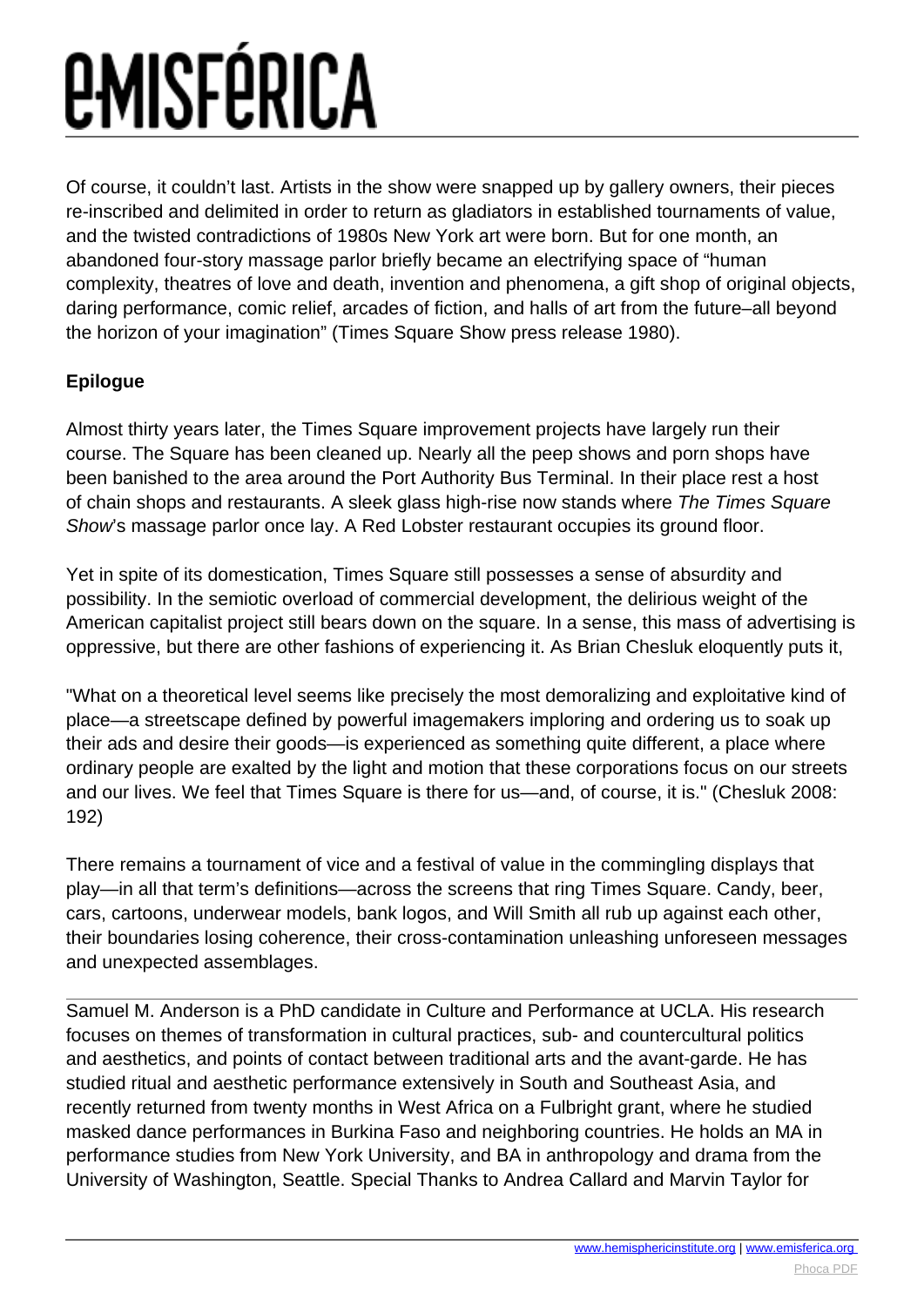Of course, it couldn't last. Artists in the show were snapped up by gallery owners, their pieces re-inscribed and delimited in order to return as gladiators in established tournaments of value, and the twisted contradictions of 1980s New York art were born. But for one month, an abandoned four-story massage parlor briefly became an electrifying space of "human complexity, theatres of love and death, invention and phenomena, a gift shop of original objects, daring performance, comic relief, arcades of fiction, and halls of art from the future–all beyond the horizon of your imagination" (Times Square Show press release 1980).

**Epilogue**

Almost thirty years later, the Times Square improvement projects have largely run their course. The Square has been cleaned up. Nearly all the peep shows and porn shops have been banished to the area around the Port Authority Bus Terminal. In their place rest a host of chain shops and restaurants. A sleek glass high-rise now stands where *The Times Square Show*'s massage parlor once lay. A Red Lobster restaurant occupies its ground floor.

Yet in spite of its domestication, Times Square still possesses a sense of absurdity and possibility. In the semiotic overload of commercial development, the delirious weight of the American capitalist project still bears down on the square. In a sense, this mass of advertising is oppressive, but there are other fashions of experiencing it. As Brian Chesluk eloquently puts it,

"What on a theoretical level seems like precisely the most demoralizing and exploitative kind of place—a streetscape defined by powerful imagemakers imploring and ordering us to soak up their ads and desire their goods—is experienced as something quite different, a place where ordinary people are exalted by the light and motion that these corporations focus on our streets and our lives. We feel that Times Square is there for us—and, of course, it is." (Chesluk 2008: 192)

There remains a tournament of vice and a festival of value in the commingling displays that play—in all that term's definitions—across the screens that ring Times Square. Candy, beer, cars, cartoons, underwear models, bank logos, and Will Smith all rub up against each other, their boundaries losing coherence, their cross-contamination unleashing unforeseen messages and unexpected assemblages.

---

Samuel M. Anderson is a PhD candidate in Culture and Performance at UCLA. His research focuses on themes of transformation in cultural practices, sub- and countercultural politics and aesthetics, and points of contact between traditional arts and the avant-garde. He has studied ritual and aesthetic performance extensively in South and Southeast Asia, and recently returned from twenty months in West Africa on a Fulbright grant, where he studied masked dance performances in Burkina Faso and neighboring countries. He holds an MA in performance studies from New York University, and BA in anthropology and drama from the University of Washington, Seattle. Special Thanks to Andrea Callard and Marvin Taylor for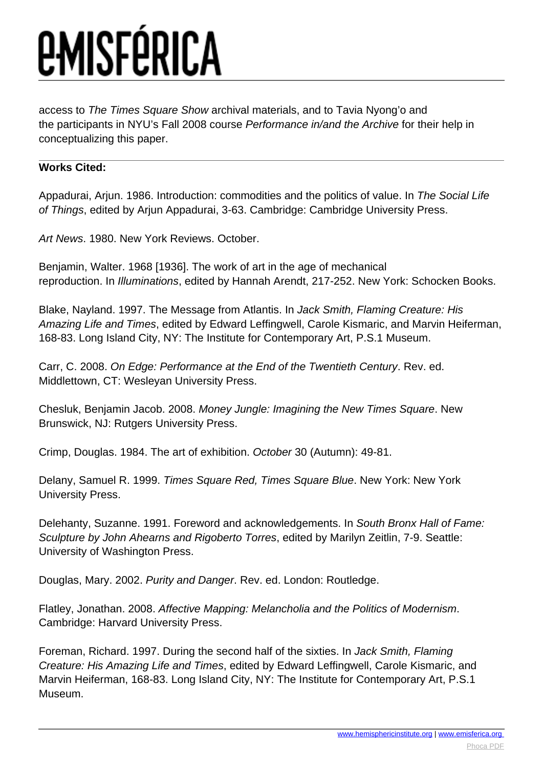access to *The Times Square Show* archival materials, and to Tavia Nyong'o and the participants in NYU's Fall 2008 course *Performance in/and the Archive* for their help in conceptualizing this paper.

---

**Works Cited:**

Appadurai, Arjun. 1986. Introduction: commodities and the politics of value. In *The Social Life of Things*, edited by Arjun Appadurai, 3-63. Cambridge: Cambridge University Press.

*Art News*. 1980. New York Reviews. October.

Benjamin, Walter. 1968 [1936]. The work of art in the age of mechanical reproduction. In *Illuminations*, edited by Hannah Arendt, 217-252. New York: Schocken Books.

Blake, Nayland. 1997. The Message from Atlantis. In *Jack Smith, Flaming Creature: His Amazing Life and Times*, edited by Edward Leffingwell, Carole Kismaric, and Marvin Heiferman, 168-83. Long Island City, NY: The Institute for Contemporary Art, P.S.1 Museum.

Carr, C. 2008. *On Edge: Performance at the End of the Twentieth Century*. Rev. ed. Middlettown, CT: Wesleyan University Press.

Chesluk, Benjamin Jacob. 2008. *Money Jungle: Imagining the New Times Square*. New Brunswick, NJ: Rutgers University Press.

Crimp, Douglas. 1984. The art of exhibition. *October* 30 (Autumn): 49-81.

Delany, Samuel R. 1999. *Times Square Red, Times Square Blue*. New York: New York University Press.

Delehanty, Suzanne. 1991. Foreword and acknowledgements. In *South Bronx Hall of Fame: Sculpture by John Ahearns and Rigoberto Torres*, edited by Marilyn Zeitlin, 7-9. Seattle: University of Washington Press.

Douglas, Mary. 2002. *Purity and Danger*. Rev. ed. London: Routledge.

Flatley, Jonathan. 2008. *Affective Mapping: Melancholia and the Politics of Modernism*. Cambridge: Harvard University Press.

Foreman, Richard. 1997. During the second half of the sixties. In *Jack Smith, Flaming Creature: His Amazing Life and Times*, edited by Edward Leffingwell, Carole Kismaric, and Marvin Heiferman, 168-83. Long Island City, NY: The Institute for Contemporary Art, P.S.1 Museum.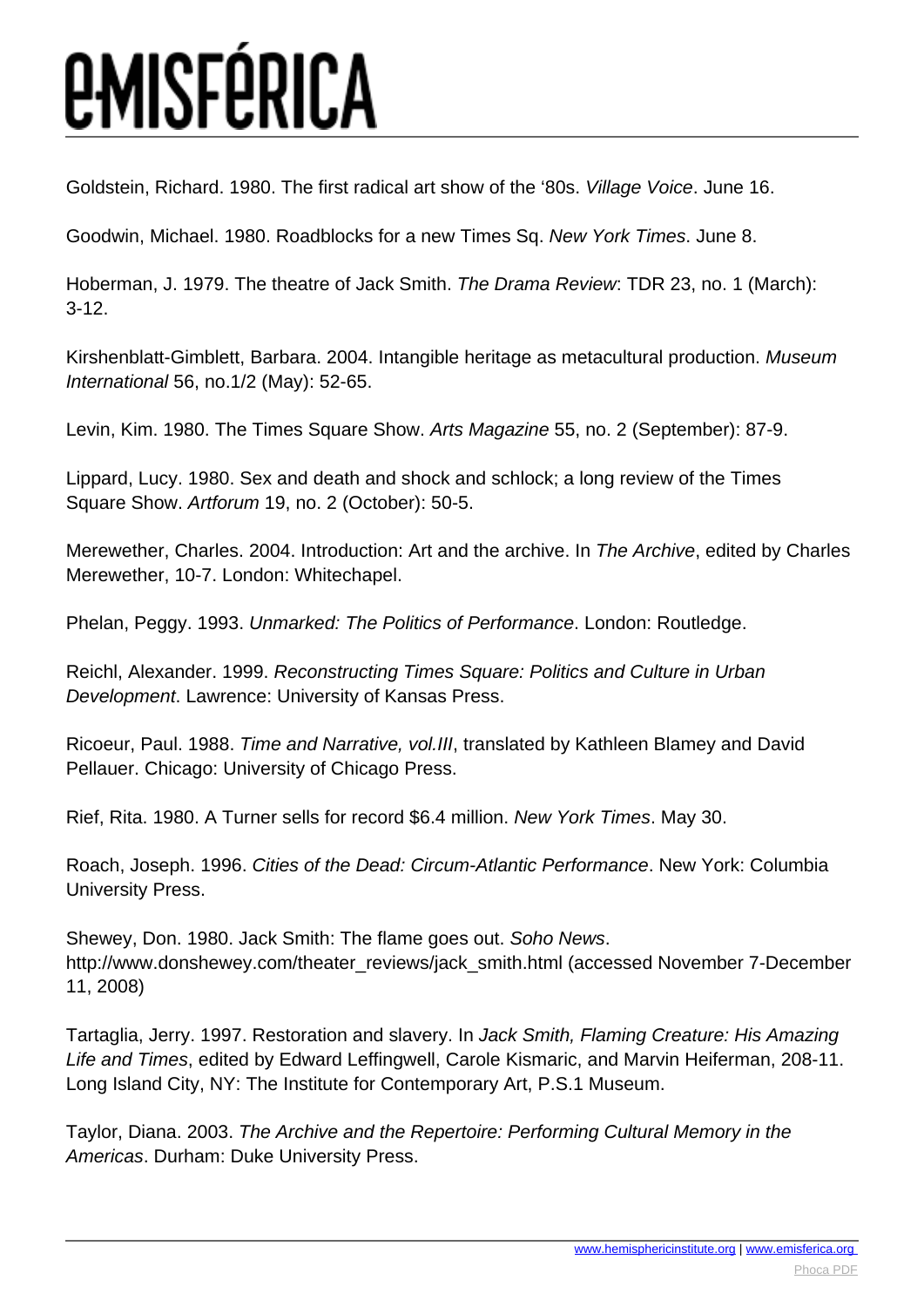Goldstein, Richard. 1980. The first radical art show of the '80s. *Village Voice*. June 16.

Goodwin, Michael. 1980. Roadblocks for a new Times Sq. *New York Times*. June 8.

Hoberman, J. 1979. The theatre of Jack Smith. *The Drama Review*: TDR 23, no. 1 (March): 3-12.

Kirshenblatt-Gimblett, Barbara. 2004. Intangible heritage as metacultural production. *Museum International* 56, no.1/2 (May): 52-65.

Levin, Kim. 1980. The Times Square Show. *Arts Magazine* 55, no. 2 (September): 87-9.

Lippard, Lucy. 1980. Sex and death and shock and schlock; a long review of the Times Square Show. *Artforum* 19, no. 2 (October): 50-5.

Merewether, Charles. 2004. Introduction: Art and the archive. In *The Archive*, edited by Charles Merewether, 10-7. London: Whitechapel.

Phelan, Peggy. 1993. *Unmarked: The Politics of Performance*. London: Routledge.

Reichl, Alexander. 1999. *Reconstructing Times Square: Politics and Culture in Urban Development*. Lawrence: University of Kansas Press.

Ricoeur, Paul. 1988. *Time and Narrative, vol.III*, translated by Kathleen Blamey and David Pellauer. Chicago: University of Chicago Press.

Rief, Rita. 1980. A Turner sells for record $6.4 million. *New York Times*. May 30.

Roach, Joseph. 1996. *Cities of the Dead: Circum-Atlantic Performance*. New York: Columbia University Press.

Shewey, Don. 1980. Jack Smith: The flame goes out. *Soho News*. http://www.donshewey.com/theater_reviews/jack_smith.html (accessed November 7-December 11, 2008)

Tartaglia, Jerry. 1997. Restoration and slavery. In *Jack Smith, Flaming Creature: His Amazing Life and Times*, edited by Edward Leffingwell, Carole Kismaric, and Marvin Heiferman, 208-11. Long Island City, NY: The Institute for Contemporary Art, P.S.1 Museum.

Taylor, Diana. 2003. *The Archive and the Repertoire: Performing Cultural Memory in the Americas*. Durham: Duke University Press.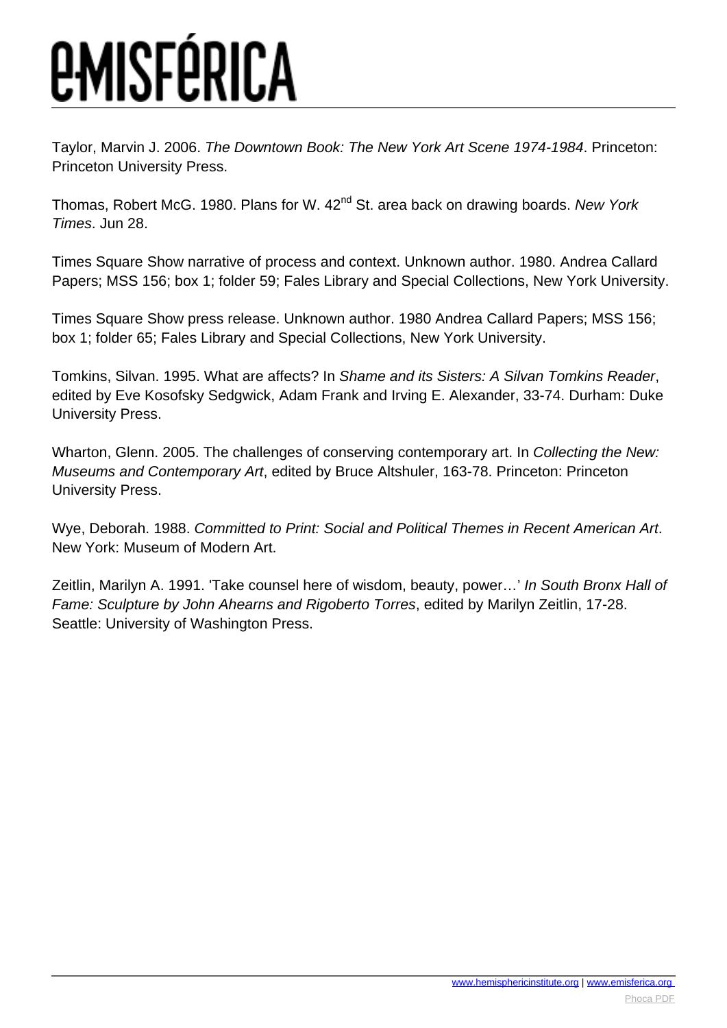Taylor, Marvin J. 2006. *The Downtown Book: The New York Art Scene 1974-1984*. Princeton: Princeton University Press.

Thomas, Robert McG. 1980. Plans for W. 42nd St. area back on drawing boards. *New York Times*. Jun 28.

Times Square Show narrative of process and context. Unknown author. 1980. Andrea Callard Papers; MSS 156; box 1; folder 59; Fales Library and Special Collections, New York University.

Times Square Show press release. Unknown author. 1980 Andrea Callard Papers; MSS 156; box 1; folder 65; Fales Library and Special Collections, New York University.

Tomkins, Silvan. 1995. What are affects? In *Shame and its Sisters: A Silvan Tomkins Reader*, edited by Eve Kosofsky Sedgwick, Adam Frank and Irving E. Alexander, 33-74. Durham: Duke University Press.

Wharton, Glenn. 2005. The challenges of conserving contemporary art. In *Collecting the New: Museums and Contemporary Art*, edited by Bruce Altshuler, 163-78. Princeton: Princeton University Press.

Wye, Deborah. 1988. *Committed to Print: Social and Political Themes in Recent American Art*. New York: Museum of Modern Art.

Zeitlin, Marilyn A. 1991. 'Take counsel here of wisdom, beauty, power…' *In South Bronx Hall of Fame: Sculpture by John Ahearns and Rigoberto Torres*, edited by Marilyn Zeitlin, 17-28. Seattle: University of Washington Press.